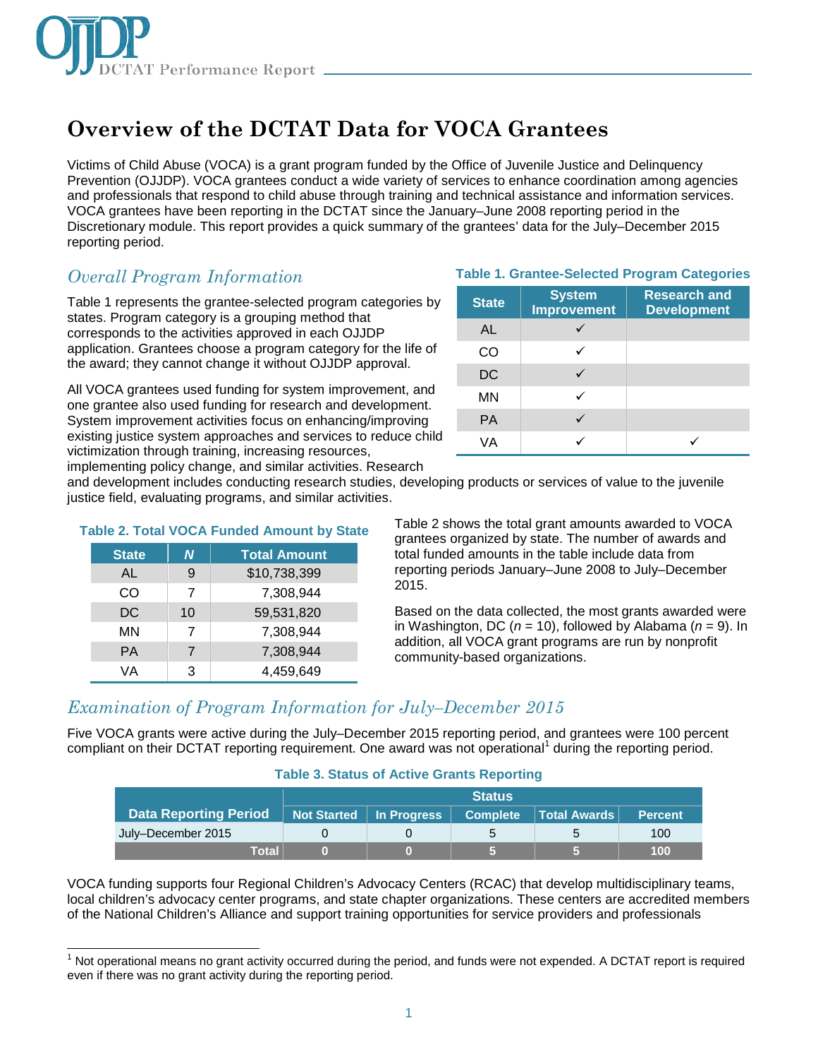# Overview of the DCTAT Data for VOCA Grantees

Victims of Child Abuse (VOCA) is a grant program funded by the Office of Juvenile Justice and Delinquency Prevention (OJJDP). VOCA grantees conduct a wide variety of services to enhance coordination among agencies and professionals that respond to child abuse through training and technical assistance and information services. VOCA grantees have been reporting in the DCTAT since the January–June 2008 reporting period in the Discretionary module. This report provides a quick summary of the grantees' data for the July–December 2015 reporting period.

## *Overall Program Information*

Table 1 represents the grantee-selected program categories by states. Program category is a grouping method that corresponds to the activities approved in each OJJDP application. Grantees choose a program category for the life of the award; they cannot change it without OJJDP approval.

All VOCA grantees used funding for system improvement, and one grantee also used funding for research and development. System improvement activities focus on enhancing/improving existing justice system approaches and services to reduce child victimization through training, increasing resources, implementing policy change, and similar activities. Research and development includes conducting research studies, developing products or services of value to the juvenile justice field, evaluating programs, and similar activities.

**Table 1. Grantee-Selected Program Categories**

| State | System Improvement | Research and Development |
|---|---|---|
| AL | ✓ | |
| CO | ✓ | |
| DC | ✓ | |
| MN | ✓ | |
| PA | ✓ | |
| VA | ✓ | ✓ |

**Table 2. Total VOCA Funded Amount by State**

| State | *N* | Total Amount |
|---|---|---|
| AL | 9 | $10,738,399 |
| CO | 7 | 7,308,944 |
| DC | 10 | 59,531,820 |
| MN | 7 | 7,308,944 |
| PA | 7 | 7,308,944 |
| VA | 3 | 4,459,649 |

Table 2 shows the total grant amounts awarded to VOCA grantees organized by state. The number of awards and total funded amounts in the table include data from reporting periods January–June 2008 to July–December 2015.

Based on the data collected, the most grants awarded were in Washington, DC ($n$ = 10), followed by Alabama ($n$ = 9). In addition, all VOCA grant programs are run by nonprofit community-based organizations.

## *Examination of Program Information for July–December 2015*

Five VOCA grants were active during the July–December 2015 reporting period, and grantees were 100 percent compliant on their DCTAT reporting requirement. One award was not operational[1] during the reporting period.

**Table 3. Status of Active Grants Reporting**

| Data Reporting Period | Status | | | | |
|---|---|---|---|---|---|
| | Not Started | In Progress | Complete | Total Awards | Percent |
| July–December 2015 | 0 | 0 | 5 | 5 | 100 |
| **Total** | **0** | **0** | **5** | **5** | **100** |

VOCA funding supports four Regional Children's Advocacy Centers (RCAC) that develop multidisciplinary teams, local children's advocacy center programs, and state chapter organizations. These centers are accredited members of the National Children's Alliance and support training opportunities for service providers and professionals

[1] Not operational means no grant activity occurred during the period, and funds were not expended. A DCTAT report is required even if there was no grant activity during the reporting period.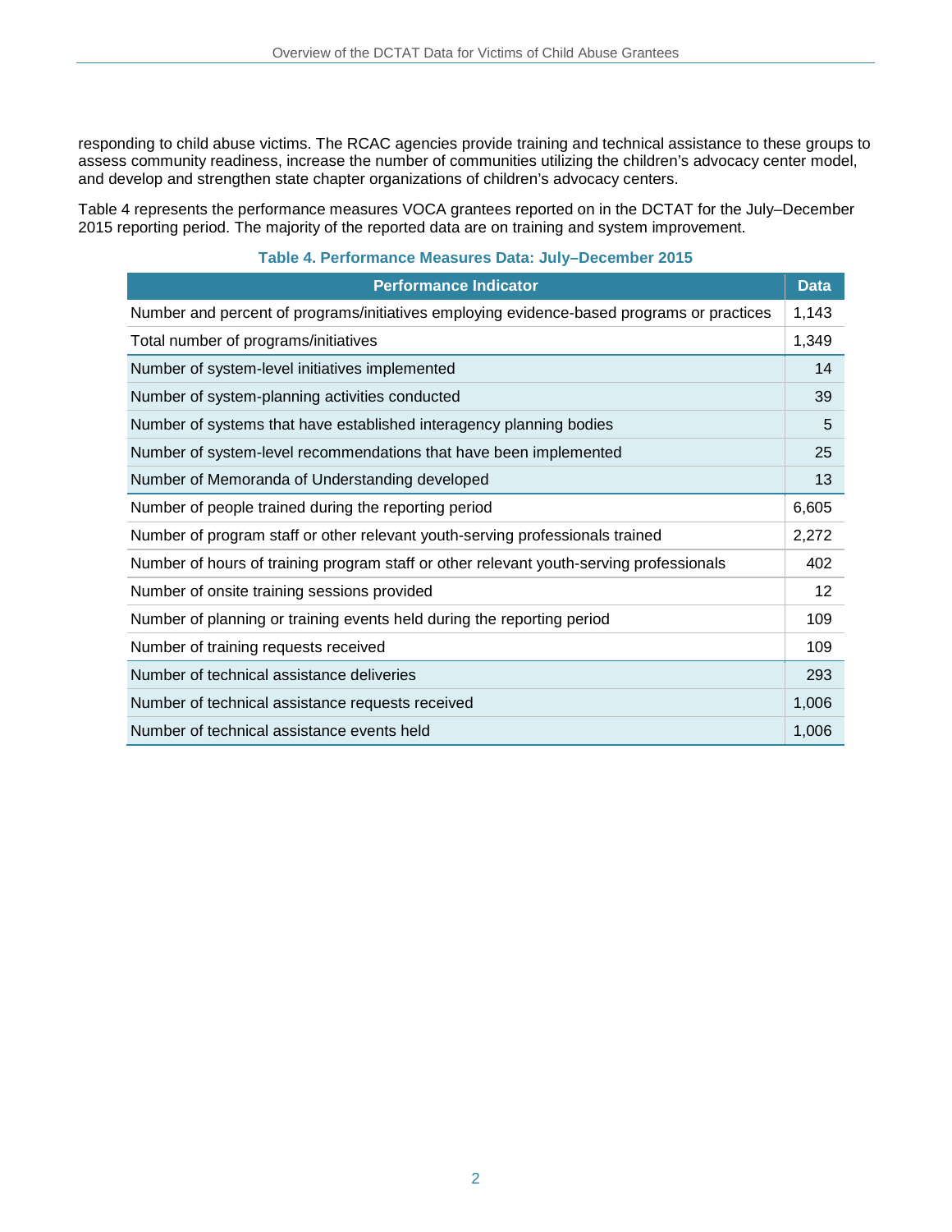responding to child abuse victims. The RCAC agencies provide training and technical assistance to these groups to assess community readiness, increase the number of communities utilizing the children's advocacy center model, and develop and strengthen state chapter organizations of children's advocacy centers.

Table 4 represents the performance measures VOCA grantees reported on in the DCTAT for the July–December 2015 reporting period. The majority of the reported data are on training and system improvement.

**Table 4. Performance Measures Data: July–December 2015**

| Performance Indicator | Data |
|---|---|
| Number and percent of programs/initiatives employing evidence-based programs or practices | 1,143 |
| Total number of programs/initiatives | 1,349 |
| Number of system-level initiatives implemented | 14 |
| Number of system-planning activities conducted | 39 |
| Number of systems that have established interagency planning bodies | 5 |
| Number of system-level recommendations that have been implemented | 25 |
| Number of Memoranda of Understanding developed | 13 |
| Number of people trained during the reporting period | 6,605 |
| Number of program staff or other relevant youth-serving professionals trained | 2,272 |
| Number of hours of training program staff or other relevant youth-serving professionals | 402 |
| Number of onsite training sessions provided | 12 |
| Number of planning or training events held during the reporting period | 109 |
| Number of training requests received | 109 |
| Number of technical assistance deliveries | 293 |
| Number of technical assistance requests received | 1,006 |
| Number of technical assistance events held | 1,006 |